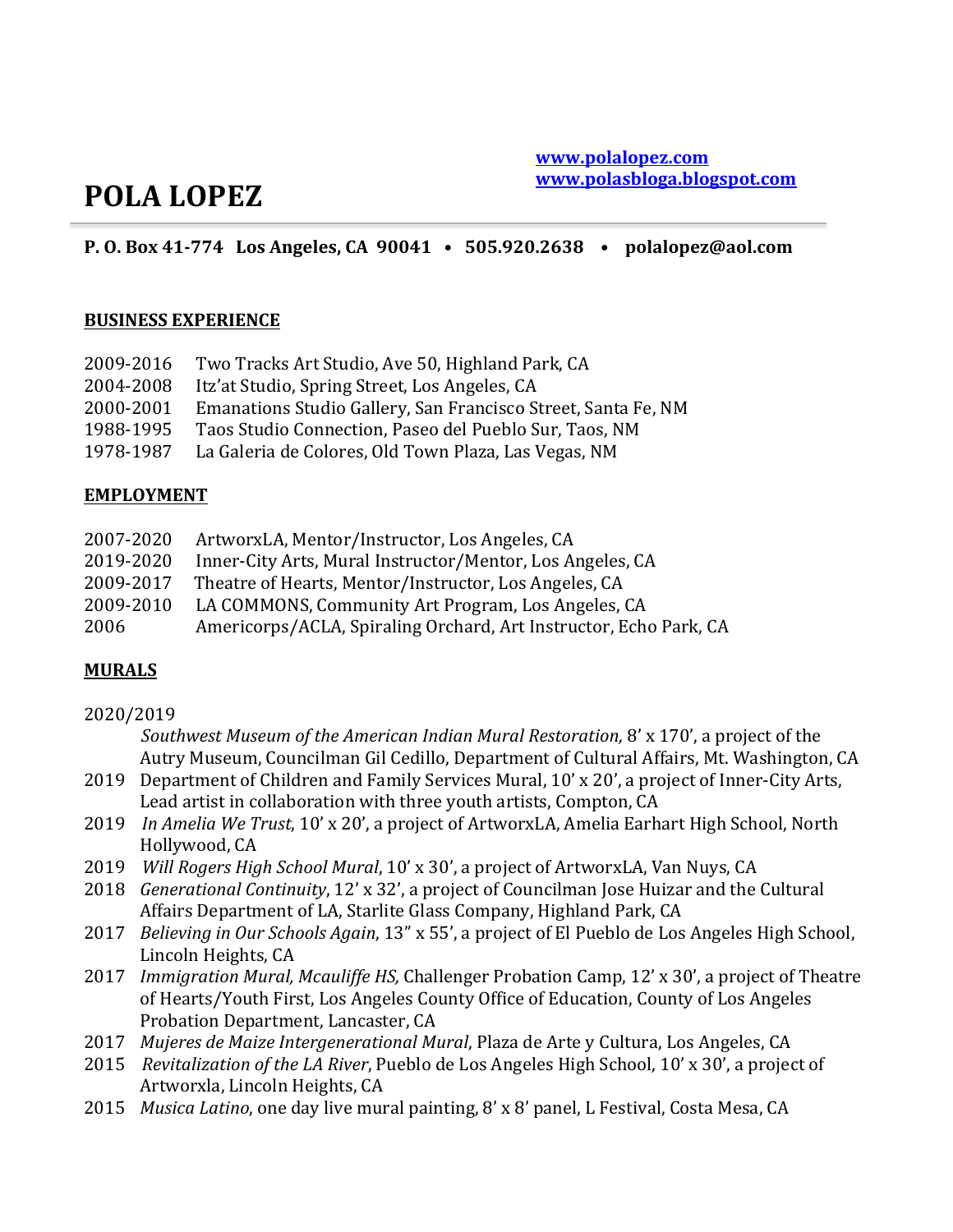[www.polalopez.com](http://www.polalopez.com)
[www.polasbloga.blogspot.com](http://www.polasbloga.blogspot.com)

# POLA LOPEZ

**P. O. Box 41-774 Los Angeles, CA 90041 • 505.920.2638 • polalopez@aol.com**

## BUSINESS EXPERIENCE

2009-2016 Two Tracks Art Studio, Ave 50, Highland Park, CA
2004-2008 Itz'at Studio, Spring Street, Los Angeles, CA
2000-2001 Emanations Studio Gallery, San Francisco Street, Santa Fe, NM
1988-1995 Taos Studio Connection, Paseo del Pueblo Sur, Taos, NM
1978-1987 La Galeria de Colores, Old Town Plaza, Las Vegas, NM

## EMPLOYMENT

2007-2020 ArtworxLA, Mentor/Instructor, Los Angeles, CA
2019-2020 Inner-City Arts, Mural Instructor/Mentor, Los Angeles, CA
2009-2017 Theatre of Hearts, Mentor/Instructor, Los Angeles, CA
2009-2010 LA COMMONS, Community Art Program, Los Angeles, CA
2006 Americorps/ACLA, Spiraling Orchard, Art Instructor, Echo Park, CA

## MURALS

2020/2019
*Southwest Museum of the American Indian Mural Restoration,* 8' x 170', a project of the Autry Museum, Councilman Gil Cedillo, Department of Cultural Affairs, Mt. Washington, CA

2019 Department of Children and Family Services Mural, 10' x 20', a project of Inner-City Arts, Lead artist in collaboration with three youth artists, Compton, CA

2019 *In Amelia We Trust*, 10' x 20', a project of ArtworxLA, Amelia Earhart High School, North Hollywood, CA

2019 *Will Rogers High School Mural*, 10' x 30', a project of ArtworxLA, Van Nuys, CA

2018 *Generational Continuity*, 12' x 32', a project of Councilman Jose Huizar and the Cultural Affairs Department of LA, Starlite Glass Company, Highland Park, CA

2017 *Believing in Our Schools Again*, 13" x 55', a project of El Pueblo de Los Angeles High School, Lincoln Heights, CA

2017 *Immigration Mural, Mcauliffe HS,* Challenger Probation Camp, 12' x 30', a project of Theatre of Hearts/Youth First, Los Angeles County Office of Education, County of Los Angeles Probation Department, Lancaster, CA

2017 *Mujeres de Maize Intergenerational Mural*, Plaza de Arte y Cultura, Los Angeles, CA

2015 *Revitalization of the LA River*, Pueblo de Los Angeles High School, 10' x 30', a project of Artworxla, Lincoln Heights, CA

2015 *Musica Latino*, one day live mural painting, 8' x 8' panel, L Festival, Costa Mesa, CA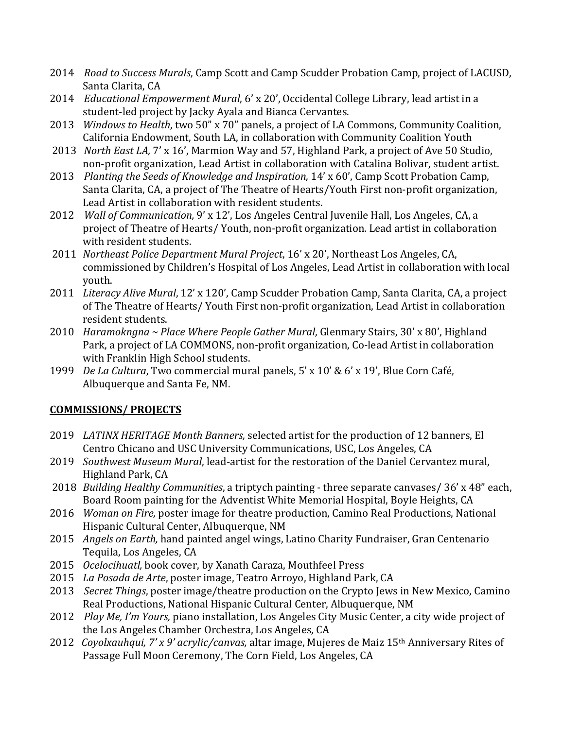- 2014 *Road to Success Murals*, Camp Scott and Camp Scudder Probation Camp, project of LACUSD, Santa Clarita, CA
- 2014 *Educational Empowerment Mural*, 6' x 20', Occidental College Library, lead artist in a student-led project by Jacky Ayala and Bianca Cervantes.
- 2013 *Windows to Health*, two 50" x 70" panels, a project of LA Commons, Community Coalition, California Endowment, South LA, in collaboration with Community Coalition Youth
- 2013 *North East LA,* 7' x 16', Marmion Way and 57, Highland Park, a project of Ave 50 Studio, non-profit organization, Lead Artist in collaboration with Catalina Bolivar, student artist.
- 2013 *Planting the Seeds of Knowledge and Inspiration,* 14' x 60', Camp Scott Probation Camp, Santa Clarita, CA, a project of The Theatre of Hearts/Youth First non-profit organization, Lead Artist in collaboration with resident students.
- 2012 *Wall of Communication,* 9' x 12', Los Angeles Central Juvenile Hall, Los Angeles, CA, a project of Theatre of Hearts/ Youth, non-profit organization. Lead artist in collaboration with resident students.
- 2011 *Northeast Police Department Mural Project*, 16' x 20', Northeast Los Angeles, CA, commissioned by Children's Hospital of Los Angeles, Lead Artist in collaboration with local youth.
- 2011 *Literacy Alive Mural*, 12' x 120', Camp Scudder Probation Camp, Santa Clarita, CA, a project of The Theatre of Hearts/ Youth First non-profit organization, Lead Artist in collaboration resident students.
- 2010 *Haramokngna ~ Place Where People Gather Mural*, Glenmary Stairs, 30' x 80', Highland Park, a project of LA COMMONS, non-profit organization, Co-lead Artist in collaboration with Franklin High School students.
- 1999 *De La Cultura*, Two commercial mural panels, 5' x 10' & 6' x 19', Blue Corn Café, Albuquerque and Santa Fe, NM.

## COMMISSIONS/ PROJECTS

- 2019 *LATINX HERITAGE Month Banners,* selected artist for the production of 12 banners, El Centro Chicano and USC University Communications, USC, Los Angeles, CA
- 2019 *Southwest Museum Mural*, lead-artist for the restoration of the Daniel Cervantez mural, Highland Park, CA
- 2018 *Building Healthy Communities*, a triptych painting - three separate canvases/ 36' x 48" each, Board Room painting for the Adventist White Memorial Hospital, Boyle Heights, CA
- 2016 *Woman on Fire,* poster image for theatre production, Camino Real Productions, National Hispanic Cultural Center, Albuquerque, NM
- 2015 *Angels on Earth,* hand painted angel wings, Latino Charity Fundraiser, Gran Centenario Tequila, Los Angeles, CA
- 2015 *Ocelocihuatl,* book cover, by Xanath Caraza, Mouthfeel Press
- 2015 *La Posada de Arte*, poster image, Teatro Arroyo, Highland Park, CA
- 2013 *Secret Things*, poster image/theatre production on the Crypto Jews in New Mexico, Camino Real Productions, National Hispanic Cultural Center, Albuquerque, NM
- 2012 *Play Me, I'm Yours,* piano installation, Los Angeles City Music Center, a city wide project of the Los Angeles Chamber Orchestra, Los Angeles, CA
- 2012 *Coyolxauhqui, 7' x 9' acrylic/canvas,* altar image, Mujeres de Maiz 15th Anniversary Rites of Passage Full Moon Ceremony, The Corn Field, Los Angeles, CA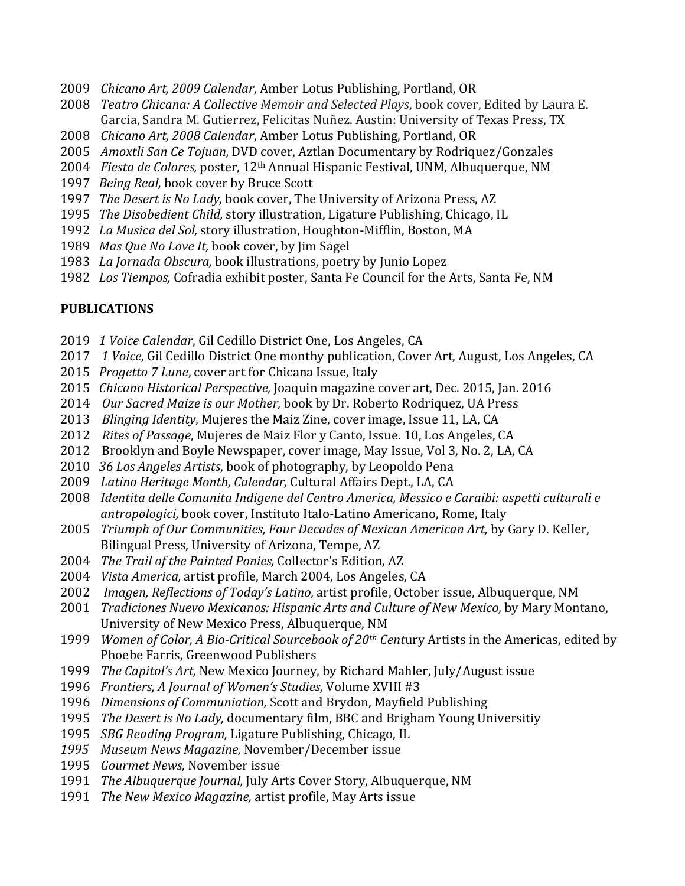2009 *Chicano Art, 2009 Calendar*, Amber Lotus Publishing, Portland, OR
2008 *Teatro Chicana: A Collective Memoir and Selected Plays*, book cover, Edited by Laura E. Garcia, Sandra M. Gutierrez, Felicitas Nuñez. Austin: University of Texas Press, TX
2008 *Chicano Art, 2008 Calendar*, Amber Lotus Publishing, Portland, OR
2005 *Amoxtli San Ce Tojuan,* DVD cover, Aztlan Documentary by Rodriquez/Gonzales
2004 *Fiesta de Colores,* poster, 12th Annual Hispanic Festival, UNM, Albuquerque, NM
1997 *Being Real,* book cover by Bruce Scott
1997 *The Desert is No Lady,* book cover, The University of Arizona Press, AZ
1995 *The Disobedient Child,* story illustration, Ligature Publishing, Chicago, IL
1992 *La Musica del Sol,* story illustration, Houghton-Mifflin, Boston, MA
1989 *Mas Que No Love It,* book cover, by Jim Sagel
1983 *La Jornada Obscura,* book illustrations, poetry by Junio Lopez
1982 *Los Tiempos,* Cofradia exhibit poster, Santa Fe Council for the Arts, Santa Fe, NM

**PUBLICATIONS**

2019 *1 Voice Calendar*, Gil Cedillo District One, Los Angeles, CA
2017 *1 Voice*, Gil Cedillo District One monthy publication, Cover Art, August, Los Angeles, CA
2015 *Progetto 7 Lune*, cover art for Chicana Issue, Italy
2015 *Chicano Historical Perspective,* Joaquin magazine cover art, Dec. 2015, Jan. 2016
2014 *Our Sacred Maize is our Mother,* book by Dr. Roberto Rodriquez, UA Press
2013 *Blinging Identity*, Mujeres the Maiz Zine, cover image, Issue 11, LA, CA
2012 *Rites of Passage*, Mujeres de Maiz Flor y Canto, Issue. 10, Los Angeles, CA
2012 Brooklyn and Boyle Newspaper, cover image, May Issue, Vol 3, No. 2, LA, CA
2010 *36 Los Angeles Artists*, book of photography, by Leopoldo Pena
2009 *Latino Heritage Month, Calendar,* Cultural Affairs Dept., LA, CA
2008 *Identita delle Comunita Indigene del Centro America, Messico e Caraibi: aspetti culturali e antropologici,* book cover, Instituto Italo-Latino Americano, Rome, Italy
2005 *Triumph of Our Communities, Four Decades of Mexican American Art,* by Gary D. Keller, Bilingual Press, University of Arizona, Tempe, AZ
2004 *The Trail of the Painted Ponies,* Collector's Edition, AZ
2004 *Vista America,* artist profile, March 2004, Los Angeles, CA
2002 *Imagen, Reflections of Today's Latino,* artist profile, October issue, Albuquerque, NM
2001 *Tradiciones Nuevo Mexicanos: Hispanic Arts and Culture of New Mexico,* by Mary Montano, University of New Mexico Press, Albuquerque, NM
1999 *Women of Color, A Bio-Critical Sourcebook of 20th Cent*ury Artists in the Americas, edited by Phoebe Farris, Greenwood Publishers
1999 *The Capitol's Art,* New Mexico Journey, by Richard Mahler, July/August issue
1996 *Frontiers, A Journal of Women's Studies,* Volume XVIII #3
1996 *Dimensions of Communiation,* Scott and Brydon, Mayfield Publishing
1995 *The Desert is No Lady,* documentary film, BBC and Brigham Young Universitiy
1995 *SBG Reading Program,* Ligature Publishing, Chicago, IL
*1995* *Museum News Magazine,* November/December issue
1995 *Gourmet News,* November issue
1991 *The Albuquerque Journal,* July Arts Cover Story, Albuquerque, NM
1991 *The New Mexico Magazine,* artist profile, May Arts issue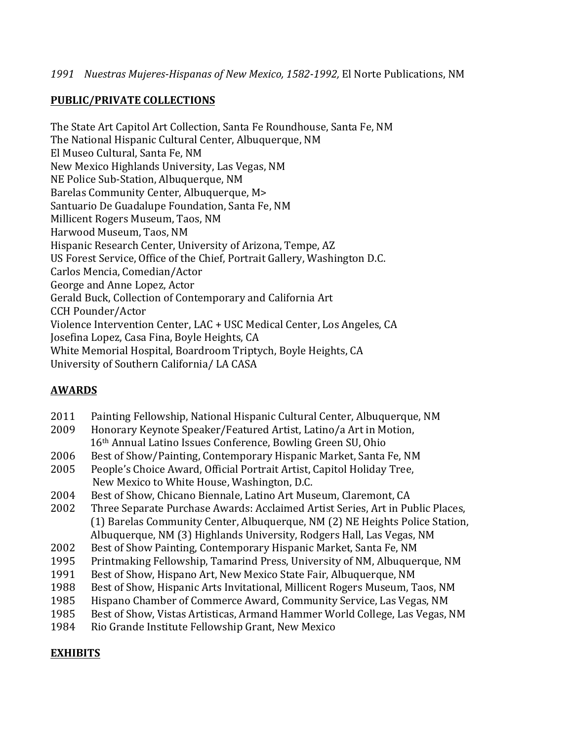*1991 Nuestras Mujeres-Hispanas of New Mexico, 1582-1992,* El Norte Publications, NM

## PUBLIC/PRIVATE COLLECTIONS

The State Art Capitol Art Collection, Santa Fe Roundhouse, Santa Fe, NM
The National Hispanic Cultural Center, Albuquerque, NM
El Museo Cultural, Santa Fe, NM
New Mexico Highlands University, Las Vegas, NM
NE Police Sub-Station, Albuquerque, NM
Barelas Community Center, Albuquerque, M>
Santuario De Guadalupe Foundation, Santa Fe, NM
Millicent Rogers Museum, Taos, NM
Harwood Museum, Taos, NM
Hispanic Research Center, University of Arizona, Tempe, AZ
US Forest Service, Office of the Chief, Portrait Gallery, Washington D.C.
Carlos Mencia, Comedian/Actor
George and Anne Lopez, Actor
Gerald Buck, Collection of Contemporary and California Art
CCH Pounder/Actor
Violence Intervention Center, LAC + USC Medical Center, Los Angeles, CA
Josefina Lopez, Casa Fina, Boyle Heights, CA
White Memorial Hospital, Boardroom Triptych, Boyle Heights, CA
University of Southern California/ LA CASA

## AWARDS

2011 Painting Fellowship, National Hispanic Cultural Center, Albuquerque, NM
2009 Honorary Keynote Speaker/Featured Artist, Latino/a Art in Motion, 16th Annual Latino Issues Conference, Bowling Green SU, Ohio
2006 Best of Show/Painting, Contemporary Hispanic Market, Santa Fe, NM
2005 People's Choice Award, Official Portrait Artist, Capitol Holiday Tree, New Mexico to White House, Washington, D.C.
2004 Best of Show, Chicano Biennale, Latino Art Museum, Claremont, CA
2002 Three Separate Purchase Awards: Acclaimed Artist Series, Art in Public Places, (1) Barelas Community Center, Albuquerque, NM (2) NE Heights Police Station, Albuquerque, NM (3) Highlands University, Rodgers Hall, Las Vegas, NM
2002 Best of Show Painting, Contemporary Hispanic Market, Santa Fe, NM
1995 Printmaking Fellowship, Tamarind Press, University of NM, Albuquerque, NM
1991 Best of Show, Hispano Art, New Mexico State Fair, Albuquerque, NM
1988 Best of Show, Hispanic Arts Invitational, Millicent Rogers Museum, Taos, NM
1985 Hispano Chamber of Commerce Award, Community Service, Las Vegas, NM
1985 Best of Show, Vistas Artisticas, Armand Hammer World College, Las Vegas, NM
1984 Rio Grande Institute Fellowship Grant, New Mexico

## EXHIBITS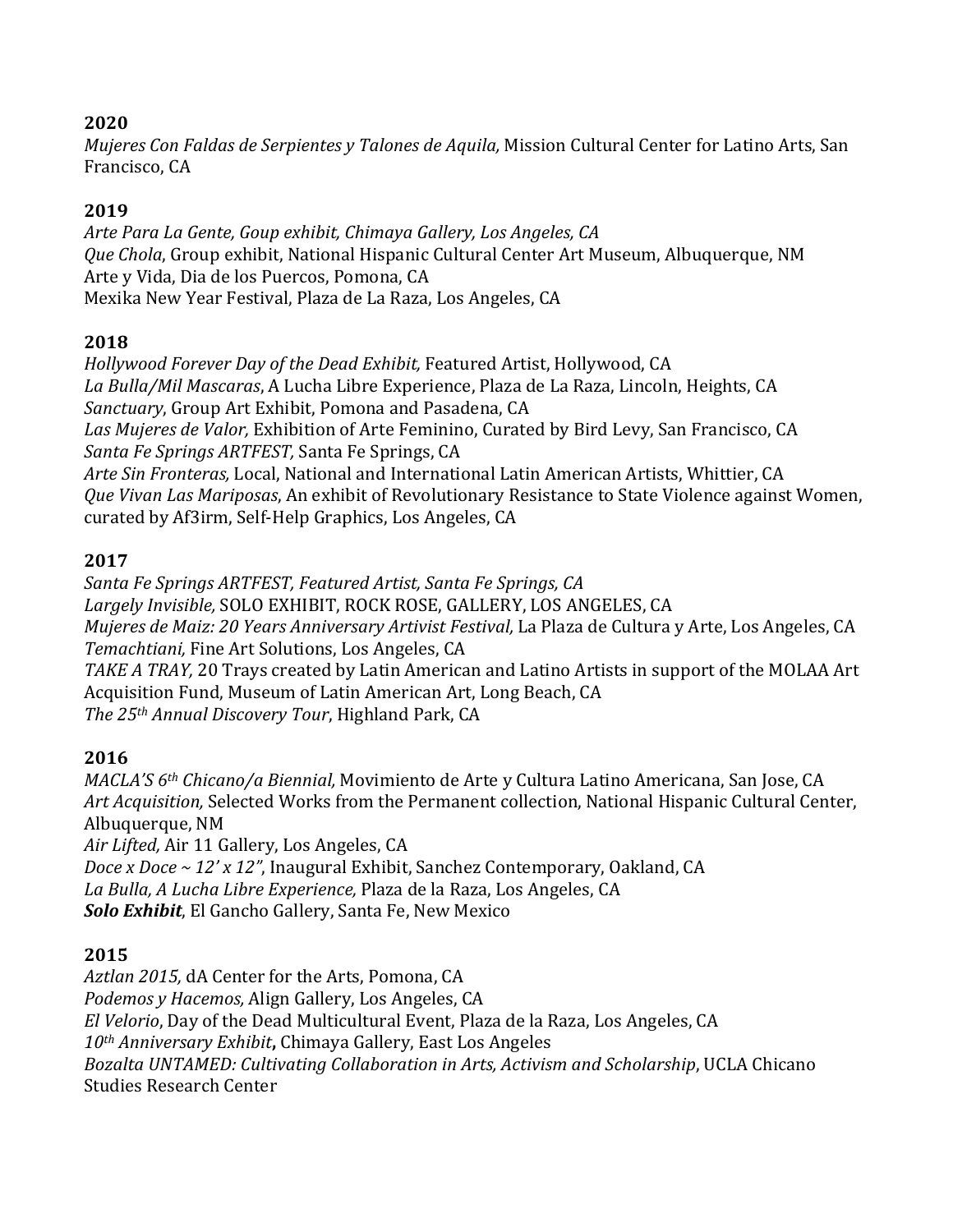**2020**
*Mujeres Con Faldas de Serpientes y Talones de Aquila,* Mission Cultural Center for Latino Arts, San Francisco, CA

**2019**
*Arte Para La Gente, Goup exhibit, Chimaya Gallery, Los Angeles, CA*
*Que Chola*, Group exhibit, National Hispanic Cultural Center Art Museum, Albuquerque, NM
Arte y Vida, Dia de los Puercos, Pomona, CA
Mexika New Year Festival, Plaza de La Raza, Los Angeles, CA

**2018**
*Hollywood Forever Day of the Dead Exhibit,* Featured Artist, Hollywood, CA
*La Bulla/Mil Mascaras*, A Lucha Libre Experience, Plaza de La Raza, Lincoln, Heights, CA
*Sanctuary*, Group Art Exhibit, Pomona and Pasadena, CA
*Las Mujeres de Valor,* Exhibition of Arte Femenino, Curated by Bird Levy, San Francisco, CA
*Santa Fe Springs ARTFEST,* Santa Fe Springs, CA
*Arte Sin Fronteras,* Local, National and International Latin American Artists, Whittier, CA
*Que Vivan Las Mariposas*, An exhibit of Revolutionary Resistance to State Violence against Women, curated by Af3irm, Self-Help Graphics, Los Angeles, CA

**2017**
*Santa Fe Springs ARTFEST, Featured Artist, Santa Fe Springs, CA*
*Largely Invisible,* SOLO EXHIBIT, ROCK ROSE, GALLERY, LOS ANGELES, CA
*Mujeres de Maiz: 20 Years Anniversary Artivist Festival,* La Plaza de Cultura y Arte, Los Angeles, CA
*Temachtiani,* Fine Art Solutions, Los Angeles, CA
*TAKE A TRAY,* 20 Trays created by Latin American and Latino Artists in support of the MOLAA Art Acquisition Fund, Museum of Latin American Art, Long Beach, CA
*The 25th Annual Discovery Tour*, Highland Park, CA

**2016**
*MACLA'S 6th Chicano/a Biennial,* Movimiento de Arte y Cultura Latino Americana, San Jose, CA
*Art Acquisition,* Selected Works from the Permanent collection, National Hispanic Cultural Center, Albuquerque, NM
*Air Lifted,* Air 11 Gallery, Los Angeles, CA
*Doce x Doce ~ 12' x 12",* Inaugural Exhibit, Sanchez Contemporary, Oakland, CA
*La Bulla, A Lucha Libre Experience,* Plaza de la Raza, Los Angeles, CA
***Solo Exhibit***, El Gancho Gallery, Santa Fe, New Mexico

**2015**
*Aztlan 2015,* dA Center for the Arts, Pomona, CA
*Podemos y Hacemos,* Align Gallery, Los Angeles, CA
*El Velorio*, Day of the Dead Multicultural Event, Plaza de la Raza, Los Angeles, CA
*10th Anniversary Exhibit***,** Chimaya Gallery, East Los Angeles
*Bozalta UNTAMED: Cultivating Collaboration in Arts, Activism and Scholarship*, UCLA Chicano Studies Research Center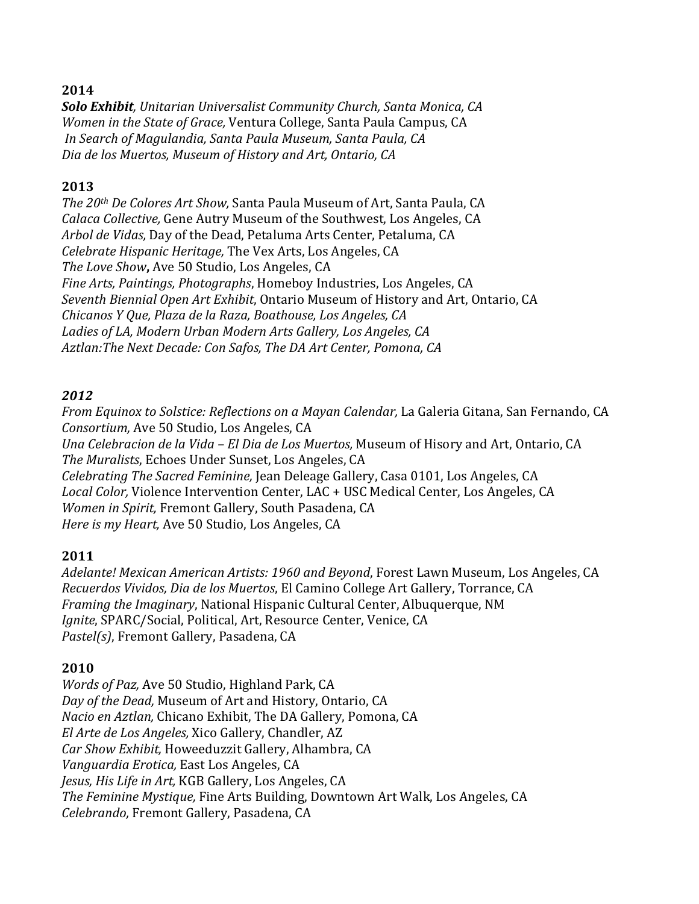**2014**

***Solo Exhibit**, Unitarian Universalist Community Church, Santa Monica, CA*
*Women in the State of Grace,* Ventura College, Santa Paula Campus, CA
*In Search of Magulandia, Santa Paula Museum, Santa Paula, CA*
*Dia de los Muertos, Museum of History and Art, Ontario, CA*

**2013**

*The 20th De Colores Art Show,* Santa Paula Museum of Art, Santa Paula, CA
*Calaca Collective,* Gene Autry Museum of the Southwest, Los Angeles, CA
*Arbol de Vidas,* Day of the Dead, Petaluma Arts Center, Petaluma, CA
*Celebrate Hispanic Heritage,* The Vex Arts, Los Angeles, CA
*The Love Show***,** Ave 50 Studio, Los Angeles, CA
*Fine Arts, Paintings, Photographs*, Homeboy Industries, Los Angeles, CA
*Seventh Biennial Open Art Exhibit*, Ontario Museum of History and Art, Ontario, CA
*Chicanos Y Que, Plaza de la Raza, Boathouse, Los Angeles, CA*
*Ladies of LA, Modern Urban Modern Arts Gallery, Los Angeles, CA*
*Aztlan:The Next Decade: Con Safos, The DA Art Center, Pomona, CA*

***2012***

*From Equinox to Solstice: Reflections on a Mayan Calendar,* La Galeria Gitana, San Fernando, CA
*Consortium,* Ave 50 Studio, Los Angeles, CA
*Una Celebracion de la Vida – El Dia de Los Muertos,* Museum of Hisory and Art, Ontario, CA
*The Muralists*, Echoes Under Sunset, Los Angeles, CA
*Celebrating The Sacred Feminine,* Jean Deleage Gallery, Casa 0101, Los Angeles, CA
*Local Color,* Violence Intervention Center, LAC + USC Medical Center, Los Angeles, CA
*Women in Spirit,* Fremont Gallery, South Pasadena, CA
*Here is my Heart,* Ave 50 Studio, Los Angeles, CA

**2011**

*Adelante! Mexican American Artists: 1960 and Beyond*, Forest Lawn Museum, Los Angeles, CA
*Recuerdos Vividos, Dia de los Muertos*, El Camino College Art Gallery, Torrance, CA
*Framing the Imaginary*, National Hispanic Cultural Center, Albuquerque, NM
*Ignite*, SPARC/Social, Political, Art, Resource Center, Venice, CA
*Pastel(s)*, Fremont Gallery, Pasadena, CA

**2010**

*Words of Paz,* Ave 50 Studio, Highland Park, CA
*Day of the Dead,* Museum of Art and History, Ontario, CA
*Nacio en Aztlan,* Chicano Exhibit, The DA Gallery, Pomona, CA
*El Arte de Los Angeles,* Xico Gallery, Chandler, AZ
*Car Show Exhibit,* Howeeduzzit Gallery, Alhambra, CA
*Vanguardia Erotica,* East Los Angeles, CA
*Jesus, His Life in Art,* KGB Gallery, Los Angeles, CA
*The Feminine Mystique,* Fine Arts Building, Downtown Art Walk, Los Angeles, CA
*Celebrando,* Fremont Gallery, Pasadena, CA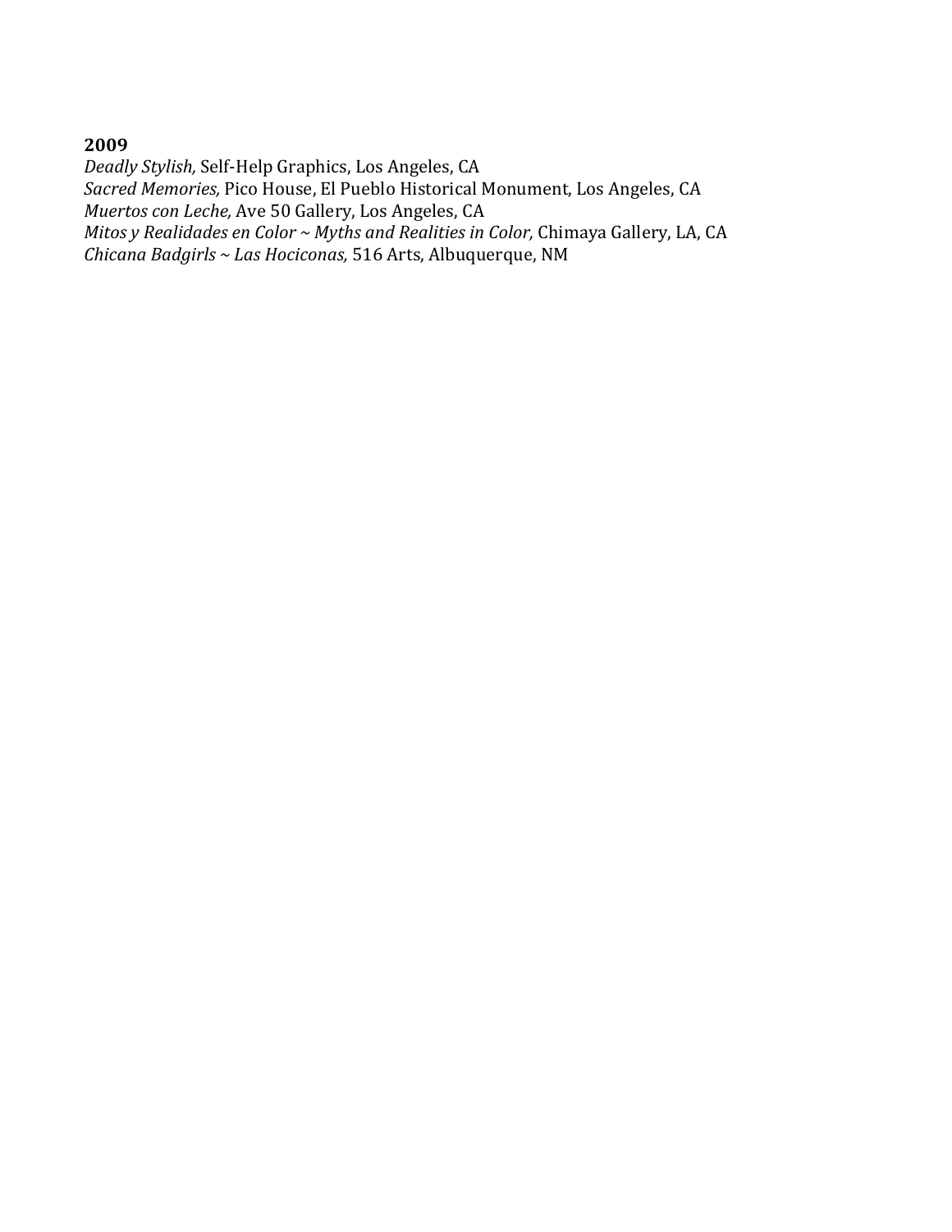**2009**

*Deadly Stylish,* Self-Help Graphics, Los Angeles, CA
*Sacred Memories,* Pico House, El Pueblo Historical Monument, Los Angeles, CA
*Muertos con Leche,* Ave 50 Gallery, Los Angeles, CA
*Mitos y Realidades en Color ~ Myths and Realities in Color,* Chimaya Gallery, LA, CA
*Chicana Badgirls ~ Las Hociconas,* 516 Arts, Albuquerque, NM